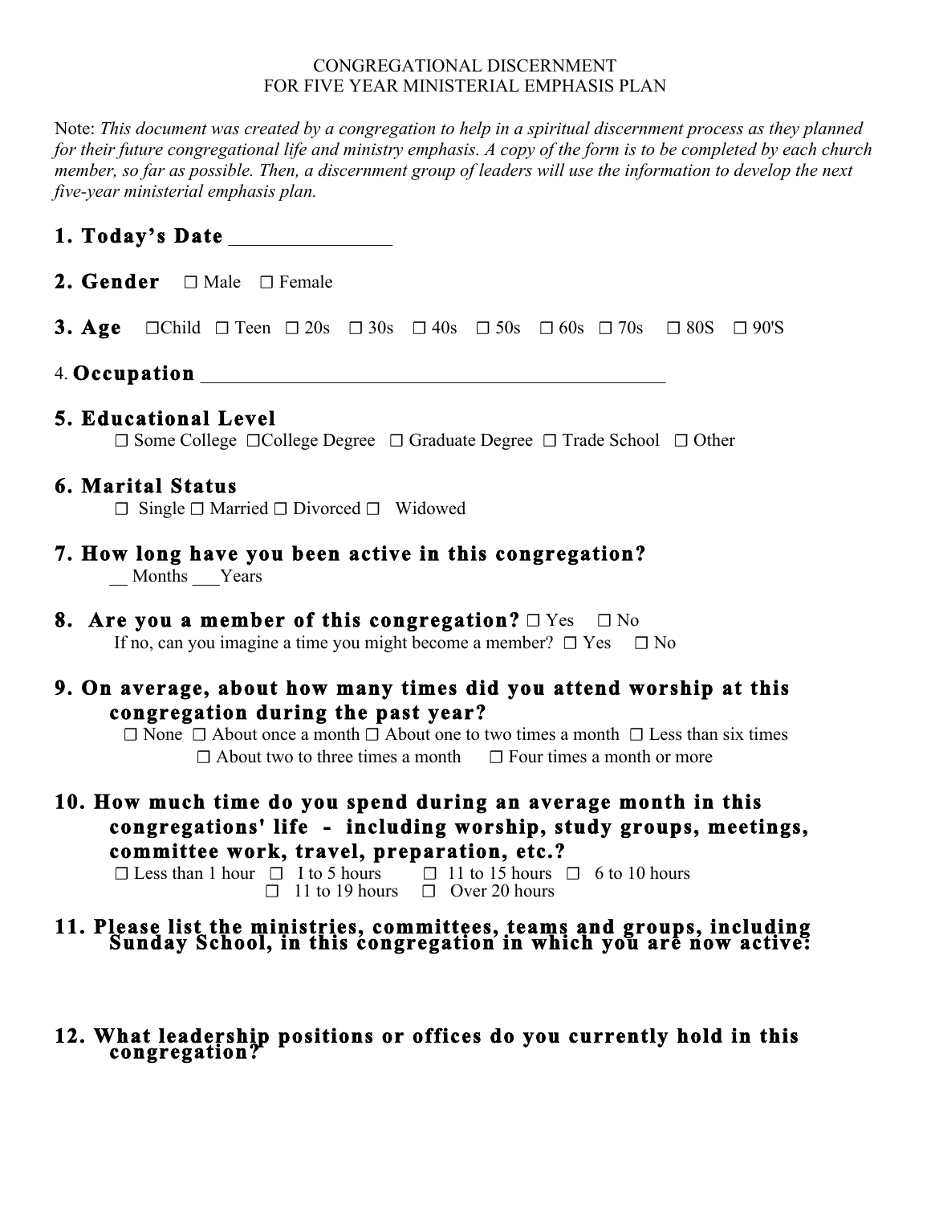CONGREGATIONAL DISCERNMENT
FOR FIVE YEAR MINISTERIAL EMPHASIS PLAN

Note: *This document was created by a congregation to help in a spiritual discernment process as they planned for their future congregational life and ministry emphasis. A copy of the form is to be completed by each church member, so far as possible. Then, a discernment group of leaders will use the information to develop the next five-year ministerial emphasis plan.*

**1. Today's Date** ________________

**2. Gender** ☐ Male ☐ Female

**3. Age** ☐Child ☐ Teen ☐ 20s ☐ 30s ☐ 40s ☐ 50s ☐ 60s ☐ 70s ☐ 80S ☐ 90'S

4. **Occupation** ________________________________________________

**5. Educational Level**

☐ Some College ☐College Degree ☐ Graduate Degree ☐ Trade School ☐ Other

**6. Marital Status**

☐ Single ☐ Married ☐ Divorced ☐ Widowed

**7. How long have you been active in this congregation?**

__ Months ___Years

**8. Are you a member of this congregation?** ☐ Yes ☐ No

If no, can you imagine a time you might become a member? ☐ Yes ☐ No

**9. On average, about how many times did you attend worship at this congregation during the past year?**

☐ None ☐ About once a month ☐ About one to two times a month ☐ Less than six times
☐ About two to three times a month ☐ Four times a month or more

**10. How much time do you spend during an average month in this congregations' life - including worship, study groups, meetings, committee work, travel, preparation, etc.?**

☐ Less than 1 hour ☐ I to 5 hours ☐ 11 to 15 hours ☐ 6 to 10 hours
☐ 11 to 19 hours ☐ Over 20 hours

**11. Please list the ministries, committees, teams and groups, including Sunday School, in this congregation in which you are now active:**

**12. What leadership positions or offices do you currently hold in this congregation?**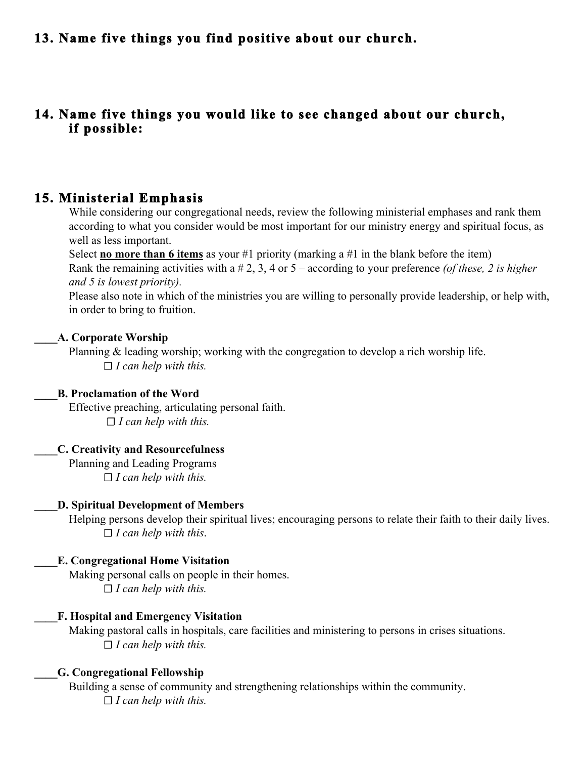## 13. Name five things you find positive about our church.

## 14. Name five things you would like to see changed about our church, if possible:

## 15. Ministerial Emphasis

While considering our congregational needs, review the following ministerial emphases and rank them according to what you consider would be most important for our ministry energy and spiritual focus, as well as less important.

Select **no more than 6 items** as your #1 priority (marking a #1 in the blank before the item)

Rank the remaining activities with a # 2, 3, 4 or 5 – according to your preference *(of these, 2 is higher and 5 is lowest priority).*

Please also note in which of the ministries you are willing to personally provide leadership, or help with, in order to bring to fruition.

____**A. Corporate Worship**

Planning & leading worship; working with the congregation to develop a rich worship life.

☐ *I can help with this.*

____**B. Proclamation of the Word**

Effective preaching, articulating personal faith.

☐ *I can help with this.*

____**C. Creativity and Resourcefulness**

Planning and Leading Programs

☐ *I can help with this.*

____**D. Spiritual Development of Members**

Helping persons develop their spiritual lives; encouraging persons to relate their faith to their daily lives.

☐ *I can help with this*.

____**E. Congregational Home Visitation**

Making personal calls on people in their homes.

☐ *I can help with this.*

____**F. Hospital and Emergency Visitation**

Making pastoral calls in hospitals, care facilities and ministering to persons in crises situations.

☐ *I can help with this.*

____**G. Congregational Fellowship**

Building a sense of community and strengthening relationships within the community.

☐ *I can help with this.*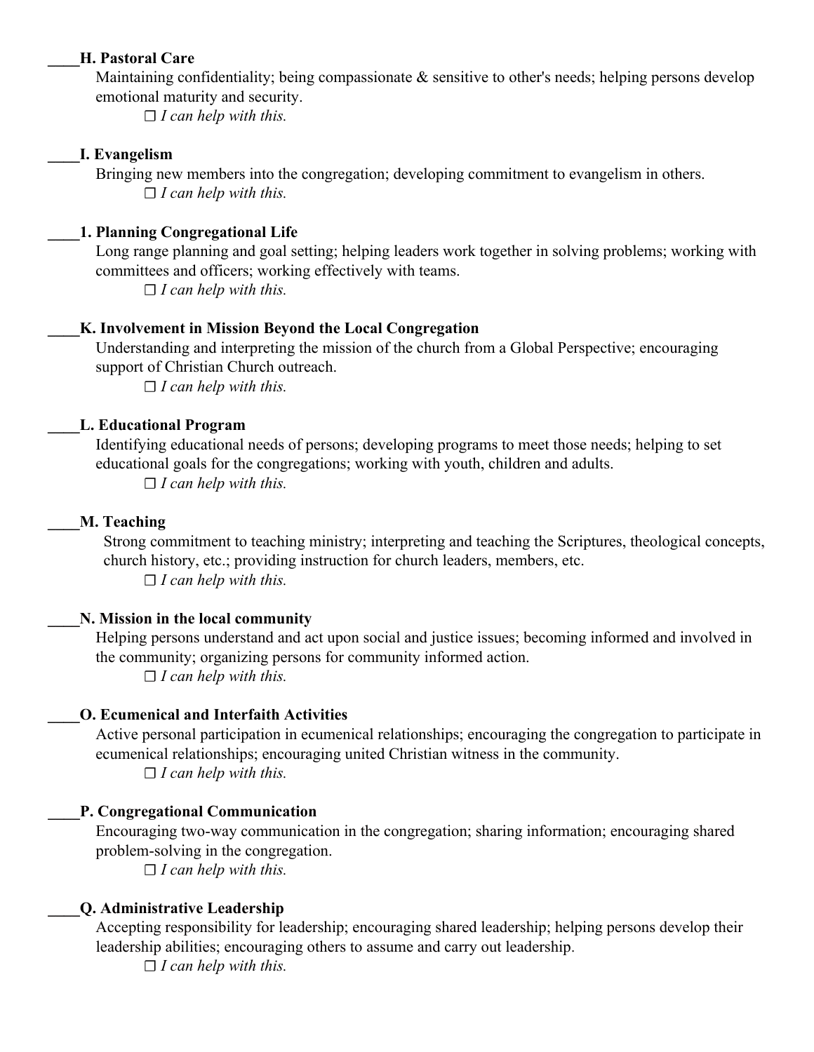____**H. Pastoral Care**

Maintaining confidentiality; being compassionate & sensitive to other's needs; helping persons develop emotional maturity and security.

☐ *I can help with this.*

____**I. Evangelism**

Bringing new members into the congregation; developing commitment to evangelism in others.

☐ *I can help with this.*

____**1. Planning Congregational Life**

Long range planning and goal setting; helping leaders work together in solving problems; working with committees and officers; working effectively with teams.

☐ *I can help with this.*

____**K. Involvement in Mission Beyond the Local Congregation**

Understanding and interpreting the mission of the church from a Global Perspective; encouraging support of Christian Church outreach.

☐ *I can help with this.*

____**L. Educational Program**

Identifying educational needs of persons; developing programs to meet those needs; helping to set educational goals for the congregations; working with youth, children and adults.

☐ *I can help with this.*

____**M. Teaching**

Strong commitment to teaching ministry; interpreting and teaching the Scriptures, theological concepts, church history, etc.; providing instruction for church leaders, members, etc.

☐ *I can help with this.*

____**N. Mission in the local community**

Helping persons understand and act upon social and justice issues; becoming informed and involved in the community; organizing persons for community informed action.

☐ *I can help with this.*

____**O. Ecumenical and Interfaith Activities**

Active personal participation in ecumenical relationships; encouraging the congregation to participate in ecumenical relationships; encouraging united Christian witness in the community.

☐ *I can help with this.*

____**P. Congregational Communication**

Encouraging two-way communication in the congregation; sharing information; encouraging shared problem-solving in the congregation.

☐ *I can help with this.*

____**Q. Administrative Leadership**

Accepting responsibility for leadership; encouraging shared leadership; helping persons develop their leadership abilities; encouraging others to assume and carry out leadership.

☐ *I can help with this.*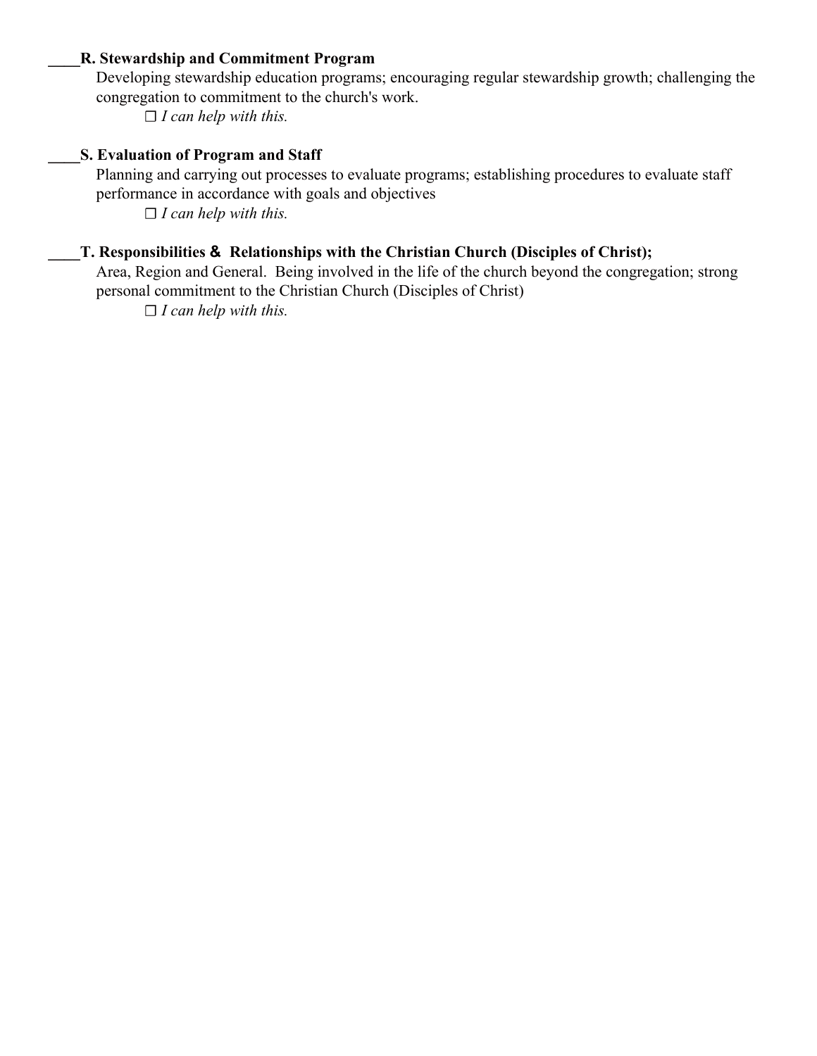**____R. Stewardship and Commitment Program**

Developing stewardship education programs; encouraging regular stewardship growth; challenging the congregation to commitment to the church's work.

❒ *I can help with this.*

**____S. Evaluation of Program and Staff**

Planning and carrying out processes to evaluate programs; establishing procedures to evaluate staff performance in accordance with goals and objectives

❒ *I can help with this.*

**____T. Responsibilities & Relationships with the Christian Church (Disciples of Christ);**

Area, Region and General. Being involved in the life of the church beyond the congregation; strong personal commitment to the Christian Church (Disciples of Christ)

❒ *I can help with this.*